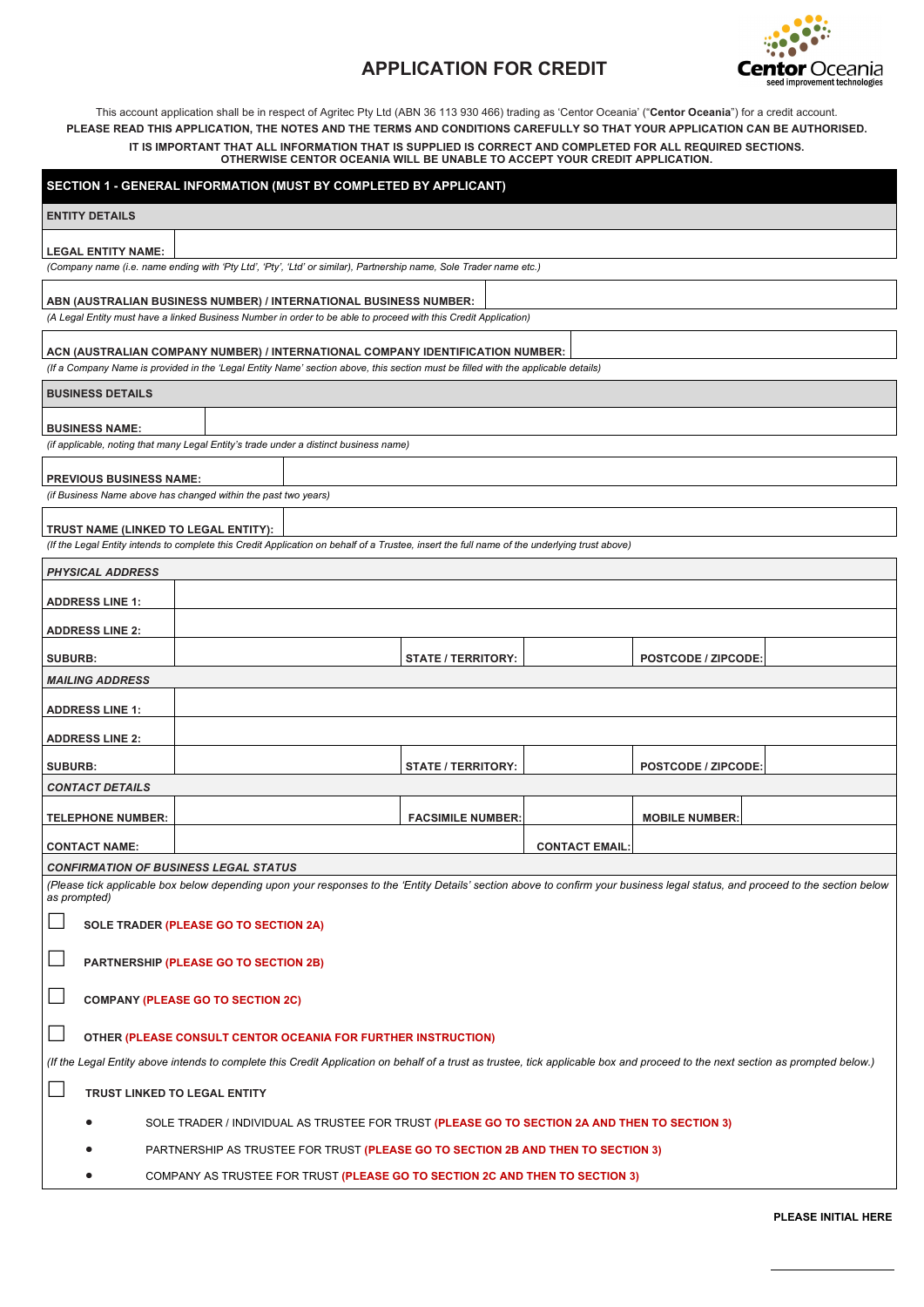# APPLICATION FOR CREDIT

Centor Oceania
seed improvement technologies

This account application shall be in respect of Agritec Pty Ltd (ABN 36 113 930 466) trading as 'Centor Oceania' ("**Centor Oceania**") for a credit account.

**PLEASE READ THIS APPLICATION, THE NOTES AND THE TERMS AND CONDITIONS CAREFULLY SO THAT YOUR APPLICATION CAN BE AUTHORISED.**

**IT IS IMPORTANT THAT ALL INFORMATION THAT IS SUPPLIED IS CORRECT AND COMPLETED FOR ALL REQUIRED SECTIONS. OTHERWISE CENTOR OCEANIA WILL BE UNABLE TO ACCEPT YOUR CREDIT APPLICATION.**

## SECTION 1 - GENERAL INFORMATION (MUST BY COMPLETED BY APPLICANT)

### ENTITY DETAILS

**LEGAL ENTITY NAME:**

*(Company name (i.e. name ending with 'Pty Ltd', 'Pty', 'Ltd' or similar), Partnership name, Sole Trader name etc.)*

**ABN (AUSTRALIAN BUSINESS NUMBER) / INTERNATIONAL BUSINESS NUMBER:**

*(A Legal Entity must have a linked Business Number in order to be able to proceed with this Credit Application)*

**ACN (AUSTRALIAN COMPANY NUMBER) / INTERNATIONAL COMPANY IDENTIFICATION NUMBER:**

*(If a Company Name is provided in the 'Legal Entity Name' section above, this section must be filled with the applicable details)*

### BUSINESS DETAILS

**BUSINESS NAME:**

*(if applicable, noting that many Legal Entity's trade under a distinct business name)*

**PREVIOUS BUSINESS NAME:**

*(if Business Name above has changed within the past two years)*

**TRUST NAME (LINKED TO LEGAL ENTITY):**

*(If the Legal Entity intends to complete this Credit Application on behalf of a Trustee, insert the full name of the underlying trust above)*

### *PHYSICAL ADDRESS*

| | | | | | |
|---|---|---|---|---|---|
| **ADDRESS LINE 1:** | | | | | |
| **ADDRESS LINE 2:** | | | | | |
| **SUBURB:** | | **STATE / TERRITORY:** | | **POSTCODE / ZIPCODE:** | |

### *MAILING ADDRESS*

| | | | | | |
|---|---|---|---|---|---|
| **ADDRESS LINE 1:** | | | | | |
| **ADDRESS LINE 2:** | | | | | |
| **SUBURB:** | | **STATE / TERRITORY:** | | **POSTCODE / ZIPCODE:** | |

### *CONTACT DETAILS*

| | | | | | |
|---|---|---|---|---|---|
| **TELEPHONE NUMBER:** | | **FACSIMILE NUMBER:** | | **MOBILE NUMBER:** | |
| **CONTACT NAME:** | | | **CONTACT EMAIL:** | | |

### *CONFIRMATION OF BUSINESS LEGAL STATUS*

*(Please tick applicable box below depending upon your responses to the 'Entity Details' section above to confirm your business legal status, and proceed to the section below as prompted)*

☐ **SOLE TRADER (PLEASE GO TO SECTION 2A)**

☐ **PARTNERSHIP (PLEASE GO TO SECTION 2B)**

☐ **COMPANY (PLEASE GO TO SECTION 2C)**

☐ **OTHER (PLEASE CONSULT CENTOR OCEANIA FOR FURTHER INSTRUCTION)**

*(If the Legal Entity above intends to complete this Credit Application on behalf of a trust as trustee, tick applicable box and proceed to the next section as prompted below.)*

☐ **TRUST LINKED TO LEGAL ENTITY**

- SOLE TRADER / INDIVIDUAL AS TRUSTEE FOR TRUST **(PLEASE GO TO SECTION 2A AND THEN TO SECTION 3)**
- PARTNERSHIP AS TRUSTEE FOR TRUST **(PLEASE GO TO SECTION 2B AND THEN TO SECTION 3)**
- COMPANY AS TRUSTEE FOR TRUST **(PLEASE GO TO SECTION 2C AND THEN TO SECTION 3)**

**PLEASE INITIAL HERE**

\_\_\_\_\_\_\_\_\_\_\_\_\_\_\_\_\_\_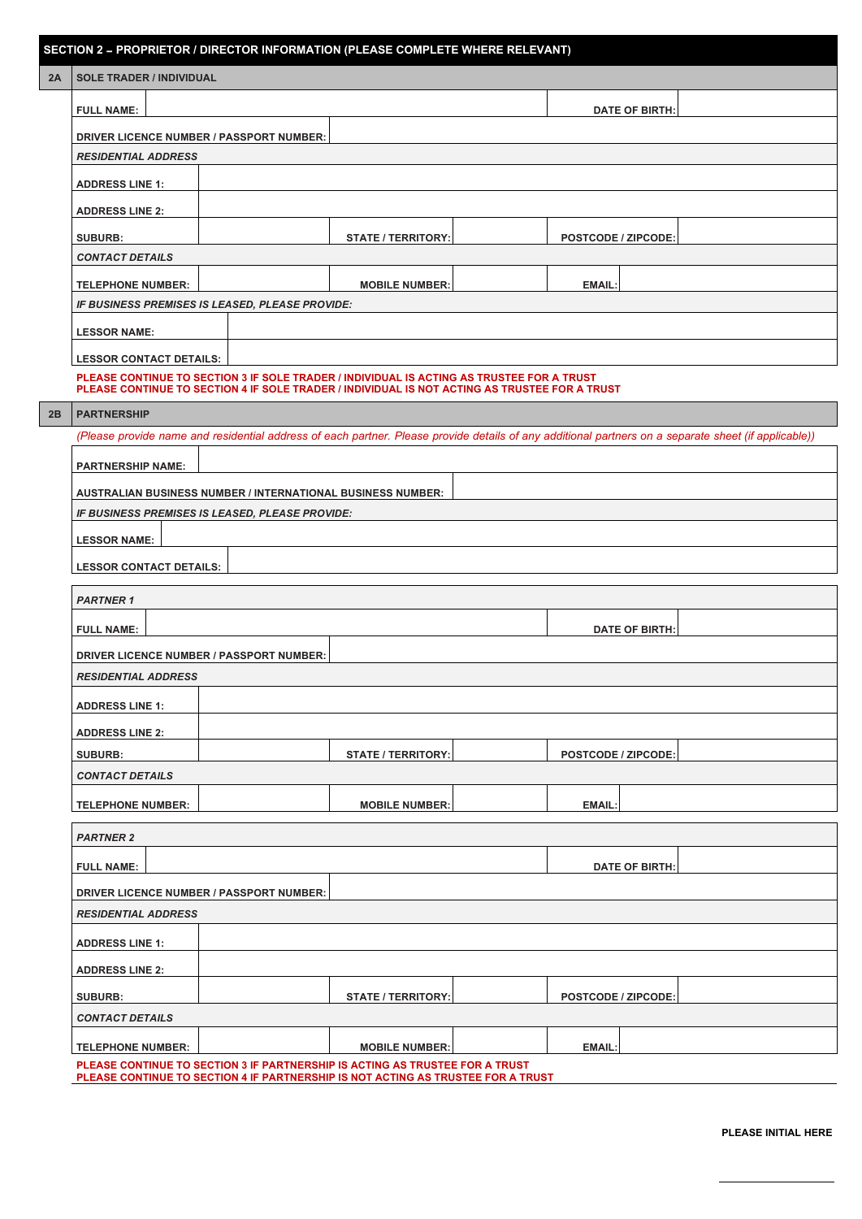## SECTION 2 – PROPRIETOR / DIRECTOR INFORMATION (PLEASE COMPLETE WHERE RELEVANT)

### 2A SOLE TRADER / INDIVIDUAL

| | | | |
|---|---|---|---|
| **FULL NAME:** | | **DATE OF BIRTH:** | |
| **DRIVER LICENCE NUMBER / PASSPORT NUMBER:** | | | |

***RESIDENTIAL ADDRESS***

| | | | | | |
|---|---|---|---|---|---|
| **ADDRESS LINE 1:** | | | | | |
| **ADDRESS LINE 2:** | | | | | |
| **SUBURB:** | | **STATE / TERRITORY:** | | **POSTCODE / ZIPCODE:** | |

***CONTACT DETAILS***

| | | | | | |
|---|---|---|---|---|---|
| **TELEPHONE NUMBER:** | | **MOBILE NUMBER:** | | **EMAIL:** | |

***IF BUSINESS PREMISES IS LEASED, PLEASE PROVIDE:***

| | |
|---|---|
| **LESSOR NAME:** | |
| **LESSOR CONTACT DETAILS:** | |

**PLEASE CONTINUE TO SECTION 3 IF SOLE TRADER / INDIVIDUAL IS ACTING AS TRUSTEE FOR A TRUST**
**PLEASE CONTINUE TO SECTION 4 IF SOLE TRADER / INDIVIDUAL IS NOT ACTING AS TRUSTEE FOR A TRUST**

### 2B PARTNERSHIP

*(Please provide name and residential address of each partner. Please provide details of any additional partners on a separate sheet (if applicable))*

| | |
|---|---|
| **PARTNERSHIP NAME:** | |
| **AUSTRALIAN BUSINESS NUMBER / INTERNATIONAL BUSINESS NUMBER:** | |

***IF BUSINESS PREMISES IS LEASED, PLEASE PROVIDE:***

| | |
|---|---|
| **LESSOR NAME:** | |
| **LESSOR CONTACT DETAILS:** | |

***PARTNER 1***

| | | | |
|---|---|---|---|
| **FULL NAME:** | | **DATE OF BIRTH:** | |
| **DRIVER LICENCE NUMBER / PASSPORT NUMBER:** | | | |

***RESIDENTIAL ADDRESS***

| | | | | | |
|---|---|---|---|---|---|
| **ADDRESS LINE 1:** | | | | | |
| **ADDRESS LINE 2:** | | | | | |
| **SUBURB:** | | **STATE / TERRITORY:** | | **POSTCODE / ZIPCODE:** | |

***CONTACT DETAILS***

| | | | | | |
|---|---|---|---|---|---|
| **TELEPHONE NUMBER:** | | **MOBILE NUMBER:** | | **EMAIL:** | |

***PARTNER 2***

| | | | |
|---|---|---|---|
| **FULL NAME:** | | **DATE OF BIRTH:** | |
| **DRIVER LICENCE NUMBER / PASSPORT NUMBER:** | | | |

***RESIDENTIAL ADDRESS***

| | | | | | |
|---|---|---|---|---|---|
| **ADDRESS LINE 1:** | | | | | |
| **ADDRESS LINE 2:** | | | | | |
| **SUBURB:** | | **STATE / TERRITORY:** | | **POSTCODE / ZIPCODE:** | |

***CONTACT DETAILS***

| | | | | | |
|---|---|---|---|---|---|
| **TELEPHONE NUMBER:** | | **MOBILE NUMBER:** | | **EMAIL:** | |

**PLEASE CONTINUE TO SECTION 3 IF PARTNERSHIP IS ACTING AS TRUSTEE FOR A TRUST**
**PLEASE CONTINUE TO SECTION 4 IF PARTNERSHIP IS NOT ACTING AS TRUSTEE FOR A TRUST**

**PLEASE INITIAL HERE**

\_\_\_\_\_\_\_\_\_\_\_\_\_\_\_\_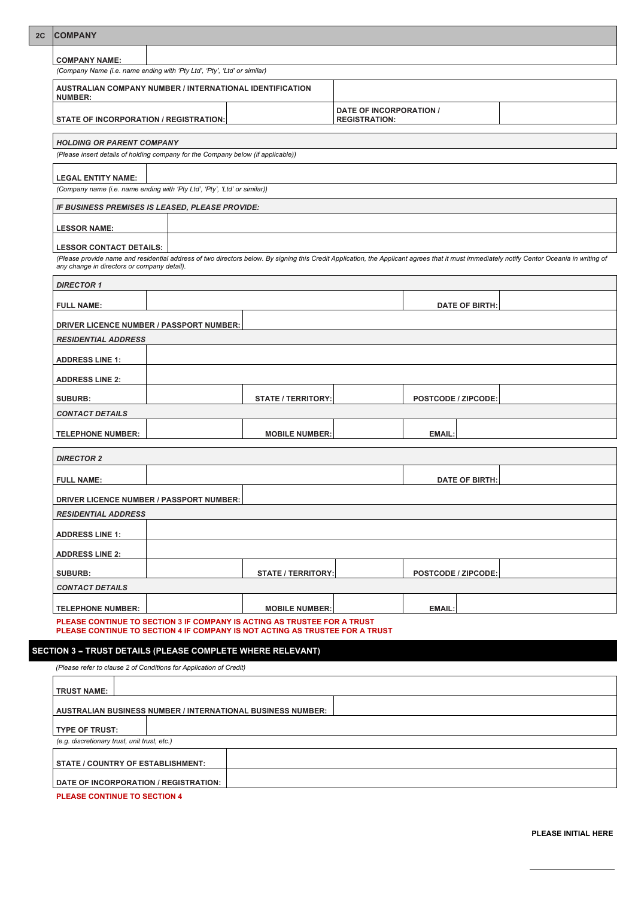## 2C COMPANY

| COMPANY NAME: | |
|---|---|

*(Company Name (i.e. name ending with 'Pty Ltd', 'Pty', 'Ltd' or similar)*

| AUSTRALIAN COMPANY NUMBER / INTERNATIONAL IDENTIFICATION NUMBER: | | | |
|---|---|---|---|
| STATE OF INCORPORATION / REGISTRATION: | | DATE OF INCORPORATION / REGISTRATION: | |

***HOLDING OR PARENT COMPANY***

*(Please insert details of holding company for the Company below (if applicable))*

| LEGAL ENTITY NAME: | |
|---|---|

*(Company name (i.e. name ending with 'Pty Ltd', 'Pty', 'Ltd' or similar))*

***IF BUSINESS PREMISES IS LEASED, PLEASE PROVIDE:***

| LESSOR NAME: | |
|---|---|
| LESSOR CONTACT DETAILS: | |

*(Please provide name and residential address of two directors below. By signing this Credit Application, the Applicant agrees that it must immediately notify Centor Oceania in writing of any change in directors or company detail).*

***DIRECTOR 1***

| FULL NAME: | | | | DATE OF BIRTH: | |
|---|---|---|---|---|---|
| DRIVER LICENCE NUMBER / PASSPORT NUMBER: | | | | | |
| ***RESIDENTIAL ADDRESS*** | | | | | |
| ADDRESS LINE 1: | | | | | |
| ADDRESS LINE 2: | | | | | |
| SUBURB: | | STATE / TERRITORY: | | POSTCODE / ZIPCODE: | |
| ***CONTACT DETAILS*** | | | | | |
| TELEPHONE NUMBER: | | MOBILE NUMBER: | | EMAIL: | |

***DIRECTOR 2***

| FULL NAME: | | | | DATE OF BIRTH: | |
|---|---|---|---|---|---|
| DRIVER LICENCE NUMBER / PASSPORT NUMBER: | | | | | |
| ***RESIDENTIAL ADDRESS*** | | | | | |
| ADDRESS LINE 1: | | | | | |
| ADDRESS LINE 2: | | | | | |
| SUBURB: | | STATE / TERRITORY: | | POSTCODE / ZIPCODE: | |
| ***CONTACT DETAILS*** | | | | | |
| TELEPHONE NUMBER: | | MOBILE NUMBER: | | EMAIL: | |

**PLEASE CONTINUE TO SECTION 3 IF COMPANY IS ACTING AS TRUSTEE FOR A TRUST**
**PLEASE CONTINUE TO SECTION 4 IF COMPANY IS NOT ACTING AS TRUSTEE FOR A TRUST**

## SECTION 3 – TRUST DETAILS (PLEASE COMPLETE WHERE RELEVANT)

*(Please refer to clause 2 of Conditions for Application of Credit)*

| TRUST NAME: | |
|---|---|
| AUSTRALIAN BUSINESS NUMBER / INTERNATIONAL BUSINESS NUMBER: | |
| TYPE OF TRUST: | |

*(e.g. discretionary trust, unit trust, etc.)*

| STATE / COUNTRY OF ESTABLISHMENT: | |
|---|---|
| DATE OF INCORPORATION / REGISTRATION: | |

**PLEASE CONTINUE TO SECTION 4**

**PLEASE INITIAL HERE**

______________________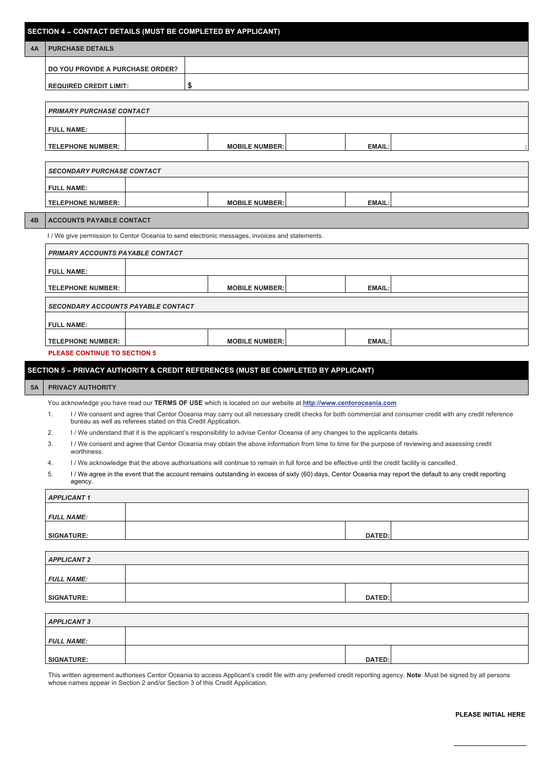## SECTION 4 – CONTACT DETAILS (MUST BE COMPLETED BY APPLICANT)

### 4A PURCHASE DETAILS

| | |
|---|---|
| DO YOU PROVIDE A PURCHASE ORDER? | |
| REQUIRED CREDIT LIMIT: | $ |

***PRIMARY PURCHASE CONTACT***

| | | | | | |
|---|---|---|---|---|---|
| FULL NAME: | | | | | |
| TELEPHONE NUMBER: | | MOBILE NUMBER: | | EMAIL: | : |

***SECONDARY PURCHASE CONTACT***

| | | | | | |
|---|---|---|---|---|---|
| FULL NAME: | | | | | |
| TELEPHONE NUMBER: | | MOBILE NUMBER: | | EMAIL: | |

### 4B ACCOUNTS PAYABLE CONTACT

I / We give permission to Centor Oceania to send electronic messages, invoices and statements.

***PRIMARY ACCOUNTS PAYABLE CONTACT***

| | | | | | |
|---|---|---|---|---|---|
| FULL NAME: | | | | | |
| TELEPHONE NUMBER: | | MOBILE NUMBER: | | EMAIL: | |

***SECONDARY ACCOUNTS PAYABLE CONTACT***

| | | | | | |
|---|---|---|---|---|---|
| FULL NAME: | | | | | |
| TELEPHONE NUMBER: | | MOBILE NUMBER: | | EMAIL: | |

**PLEASE CONTINUE TO SECTION 5**

## SECTION 5 – PRIVACY AUTHORITY & CREDIT REFERENCES (MUST BE COMPLETED BY APPLICANT)

### 5A PRIVACY AUTHORITY

You acknowledge you have read our **TERMS OF USE** which is located on our website at **http://www.centoroceania.com**

1. I / We consent and agree that Centor Oceania may carry out all necessary credit checks for both commercial and consumer credit with any credit reference bureau as well as referees stated on this Credit Application.
2. I / We understand that it is the applicant's responsibility to advise Centor Oceania of any changes to the applicants details.
3. I / We consent and agree that Centor Oceania may obtain the above information from time to time for the purpose of reviewing and assessing credit worthiness.
4. I / We acknowledge that the above authorisations will continue to remain in full force and be effective until the credit facility is cancelled.
5. I / We agree in the event that the account remains outstanding in excess of sixty (60) days, Centor Oceania may report the default to any credit reporting agency.

***APPLICANT 1***

| | | | |
|---|---|---|---|
| *FULL NAME:* | | | |
| SIGNATURE: | | DATED: | |

***APPLICANT 2***

| | | | |
|---|---|---|---|
| *FULL NAME:* | | | |
| SIGNATURE: | | DATED: | |

***APPLICANT 3***

| | | | |
|---|---|---|---|
| *FULL NAME:* | | | |
| SIGNATURE: | | DATED: | |

This written agreement authorises Centor Oceania to access Applicant's credit file with any preferred credit reporting agency. **Note**: Must be signed by all persons whose names appear in Section 2 and/or Section 3 of this Credit Application.

**PLEASE INITIAL HERE**

______________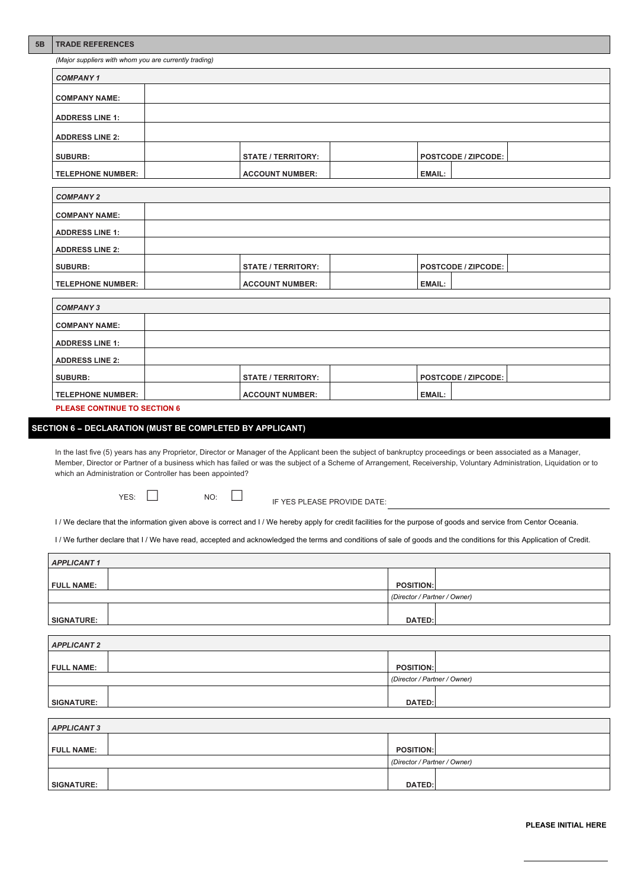## 5B TRADE REFERENCES

*(Major suppliers with whom you are currently trading)*

| ***COMPANY 1*** | | | | | |
|---|---|---|---|---|---|
| **COMPANY NAME:** | | | | | |
| **ADDRESS LINE 1:** | | | | | |
| **ADDRESS LINE 2:** | | | | | |
| **SUBURB:** | | **STATE / TERRITORY:** | | **POSTCODE / ZIPCODE:** | |
| **TELEPHONE NUMBER:** | | **ACCOUNT NUMBER:** | | **EMAIL:** | |

| ***COMPANY 2*** | | | | | |
|---|---|---|---|---|---|
| **COMPANY NAME:** | | | | | |
| **ADDRESS LINE 1:** | | | | | |
| **ADDRESS LINE 2:** | | | | | |
| **SUBURB:** | | **STATE / TERRITORY:** | | **POSTCODE / ZIPCODE:** | |
| **TELEPHONE NUMBER:** | | **ACCOUNT NUMBER:** | | **EMAIL:** | |

| ***COMPANY 3*** | | | | | |
|---|---|---|---|---|---|
| **COMPANY NAME:** | | | | | |
| **ADDRESS LINE 1:** | | | | | |
| **ADDRESS LINE 2:** | | | | | |
| **SUBURB:** | | **STATE / TERRITORY:** | | **POSTCODE / ZIPCODE:** | |
| **TELEPHONE NUMBER:** | | **ACCOUNT NUMBER:** | | **EMAIL:** | |

**PLEASE CONTINUE TO SECTION 6**

## SECTION 6 – DECLARATION (MUST BE COMPLETED BY APPLICANT)

In the last five (5) years has any Proprietor, Director or Manager of the Applicant been the subject of bankruptcy proceedings or been associated as a Manager, Member, Director or Partner of a business which has failed or was the subject of a Scheme of Arrangement, Receivership, Voluntary Administration, Liquidation or to which an Administration or Controller has been appointed?

YES: ☐ NO: ☐ IF YES PLEASE PROVIDE DATE: ____________________

I / We declare that the information given above is correct and I / We hereby apply for credit facilities for the purpose of goods and service from Centor Oceania.

I / We further declare that I / We have read, accepted and acknowledged the terms and conditions of sale of goods and the conditions for this Application of Credit.

| ***APPLICANT 1*** | | | |
|---|---|---|---|
| **FULL NAME:** | | **POSITION:** | |
| | | *(Director / Partner / Owner)* | |
| **SIGNATURE:** | | **DATED:** | |

| ***APPLICANT 2*** | | | |
|---|---|---|---|
| **FULL NAME:** | | **POSITION:** | |
| | | *(Director / Partner / Owner)* | |
| **SIGNATURE:** | | **DATED:** | |

| ***APPLICANT 3*** | | | |
|---|---|---|---|
| **FULL NAME:** | | **POSITION:** | |
| | | *(Director / Partner / Owner)* | |
| **SIGNATURE:** | | **DATED:** | |

**PLEASE INITIAL HERE**

____________________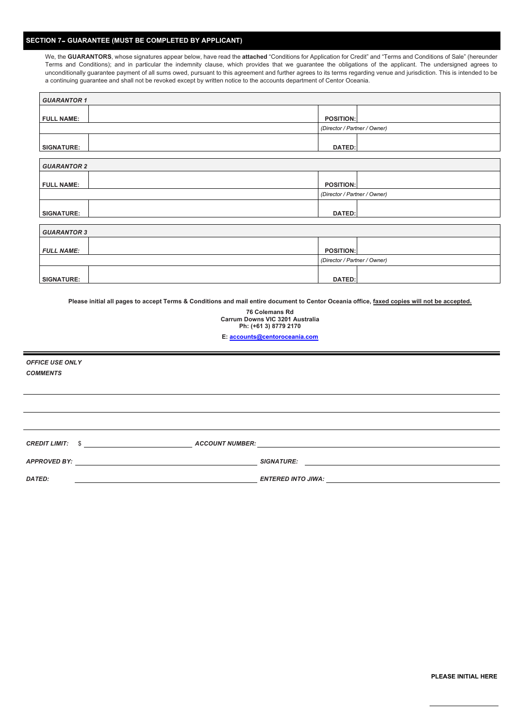## SECTION 7 – GUARANTEE (MUST BE COMPLETED BY APPLICANT)

We, the **GUARANTORS**, whose signatures appear below, have read the **attached** "Conditions for Application for Credit" and "Terms and Conditions of Sale" (hereunder Terms and Conditions); and in particular the indemnity clause, which provides that we guarantee the obligations of the applicant. The undersigned agrees to unconditionally guarantee payment of all sums owed, pursuant to this agreement and further agrees to its terms regarding venue and jurisdiction. This is intended to be a continuing guarantee and shall not be revoked except by written notice to the accounts department of Centor Oceania.

| ***GUARANTOR 1*** | | | |
|---|---|---|---|
| **FULL NAME:** | | **POSITION:** | |
| | | *(Director / Partner / Owner)* | |
| **SIGNATURE:** | | **DATED:** | |

| ***GUARANTOR 2*** | | | |
|---|---|---|---|
| **FULL NAME:** | | **POSITION:** | |
| | | *(Director / Partner / Owner)* | |
| **SIGNATURE:** | | **DATED:** | |

| ***GUARANTOR 3*** | | | |
|---|---|---|---|
| ***FULL NAME:*** | | **POSITION:** | |
| | | *(Director / Partner / Owner)* | |
| **SIGNATURE:** | | **DATED:** | |

**Please initial all pages to accept Terms & Conditions and mail entire document to Centor Oceania office, faxed copies will not be accepted.**

**76 Colemans Rd**
**Carrum Downs VIC 3201 Australia**
**Ph: (+61 3) 8779 2170**

**E: accounts@centoroceania.com**

---

***OFFICE USE ONLY***

***COMMENTS***

_______________________________________________

_______________________________________________

_______________________________________________

***CREDIT LIMIT:*** $ ____________________ ***ACCOUNT NUMBER:*** ____________________

***APPROVED BY:*** ____________________ ***SIGNATURE:*** ____________________

***DATED:*** ____________________ ***ENTERED INTO JIWA:*** ____________________

**PLEASE INITIAL HERE**

____________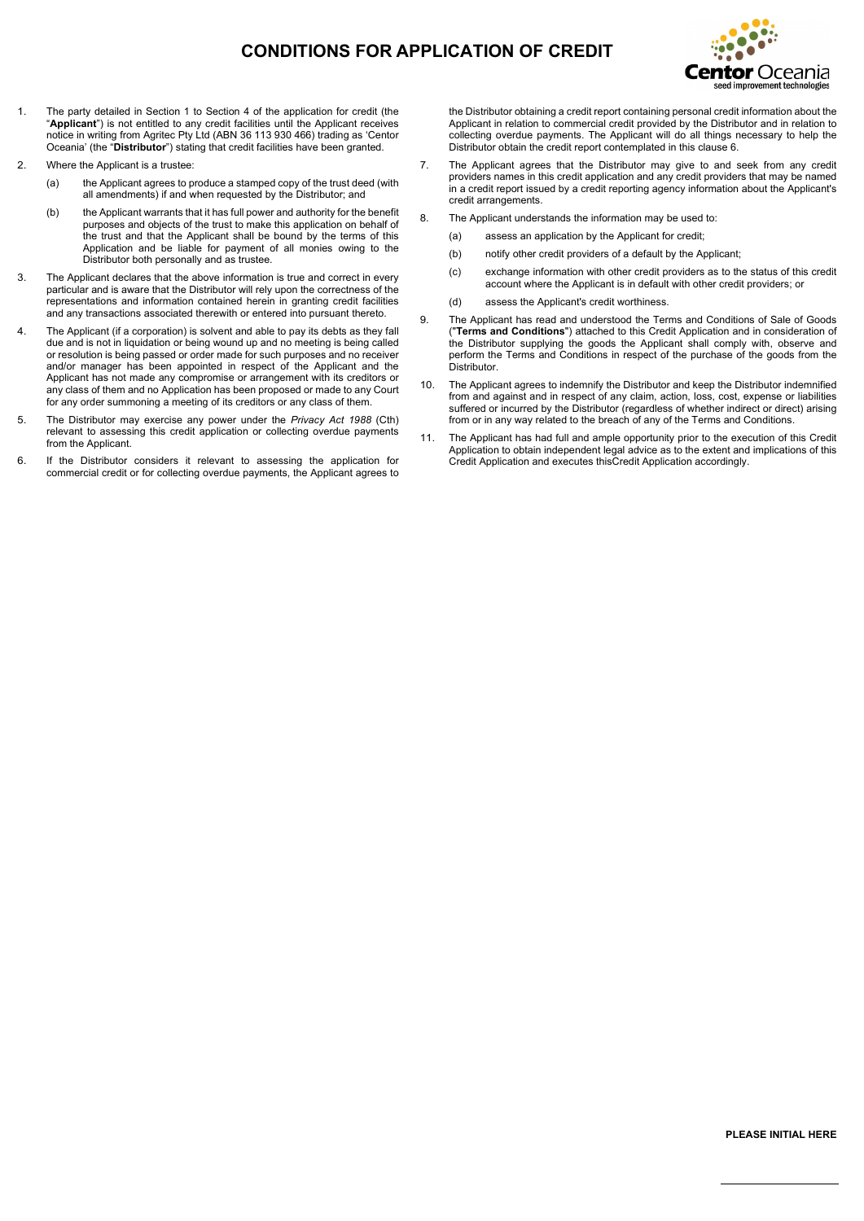# CONDITIONS FOR APPLICATION OF CREDIT

1. The party detailed in Section 1 to Section 4 of the application for credit (the "**Applicant**") is not entitled to any credit facilities until the Applicant receives notice in writing from Agritec Pty Ltd (ABN 36 113 930 466) trading as 'Centor Oceania' (the "**Distributor**") stating that credit facilities have been granted.

2. Where the Applicant is a trustee:

   (a) the Applicant agrees to produce a stamped copy of the trust deed (with all amendments) if and when requested by the Distributor; and

   (b) the Applicant warrants that it has full power and authority for the benefit purposes and objects of the trust to make this application on behalf of the trust and that the Applicant shall be bound by the terms of this Application and be liable for payment of all monies owing to the Distributor both personally and as trustee.

3. The Applicant declares that the above information is true and correct in every particular and is aware that the Distributor will rely upon the correctness of the representations and information contained herein in granting credit facilities and any transactions associated therewith or entered into pursuant thereto.

4. The Applicant (if a corporation) is solvent and able to pay its debts as they fall due and is not in liquidation or being wound up and no meeting is being called or resolution is being passed or order made for such purposes and no receiver and/or manager has been appointed in respect of the Applicant and the Applicant has not made any compromise or arrangement with its creditors or any class of them and no Application has been proposed or made to any Court for any order summoning a meeting of its creditors or any class of them.

5. The Distributor may exercise any power under the *Privacy Act 1988* (Cth) relevant to assessing this credit application or collecting overdue payments from the Applicant.

6. If the Distributor considers it relevant to assessing the application for commercial credit or for collecting overdue payments, the Applicant agrees to the Distributor obtaining a credit report containing personal credit information about the Applicant in relation to commercial credit provided by the Distributor and in relation to collecting overdue payments. The Applicant will do all things necessary to help the Distributor obtain the credit report contemplated in this clause 6.

7. The Applicant agrees that the Distributor may give to and seek from any credit providers names in this credit application and any credit providers that may be named in a credit report issued by a credit reporting agency information about the Applicant's credit arrangements.

8. The Applicant understands the information may be used to:

   (a) assess an application by the Applicant for credit;

   (b) notify other credit providers of a default by the Applicant;

   (c) exchange information with other credit providers as to the status of this credit account where the Applicant is in default with other credit providers; or

   (d) assess the Applicant's credit worthiness.

9. The Applicant has read and understood the Terms and Conditions of Sale of Goods ("**Terms and Conditions**") attached to this Credit Application and in consideration of the Distributor supplying the goods the Applicant shall comply with, observe and perform the Terms and Conditions in respect of the purchase of the goods from the Distributor.

10. The Applicant agrees to indemnify the Distributor and keep the Distributor indemnified from and against and in respect of any claim, action, loss, cost, expense or liabilities suffered or incurred by the Distributor (regardless of whether indirect or direct) arising from or in any way related to the breach of any of the Terms and Conditions.

11. The Applicant has had full and ample opportunity prior to the execution of this Credit Application to obtain independent legal advice as to the extent and implications of this Credit Application and executes thisCredit Application accordingly.

**PLEASE INITIAL HERE**

\_\_\_\_\_\_\_\_\_\_\_\_\_\_\_\_\_\_